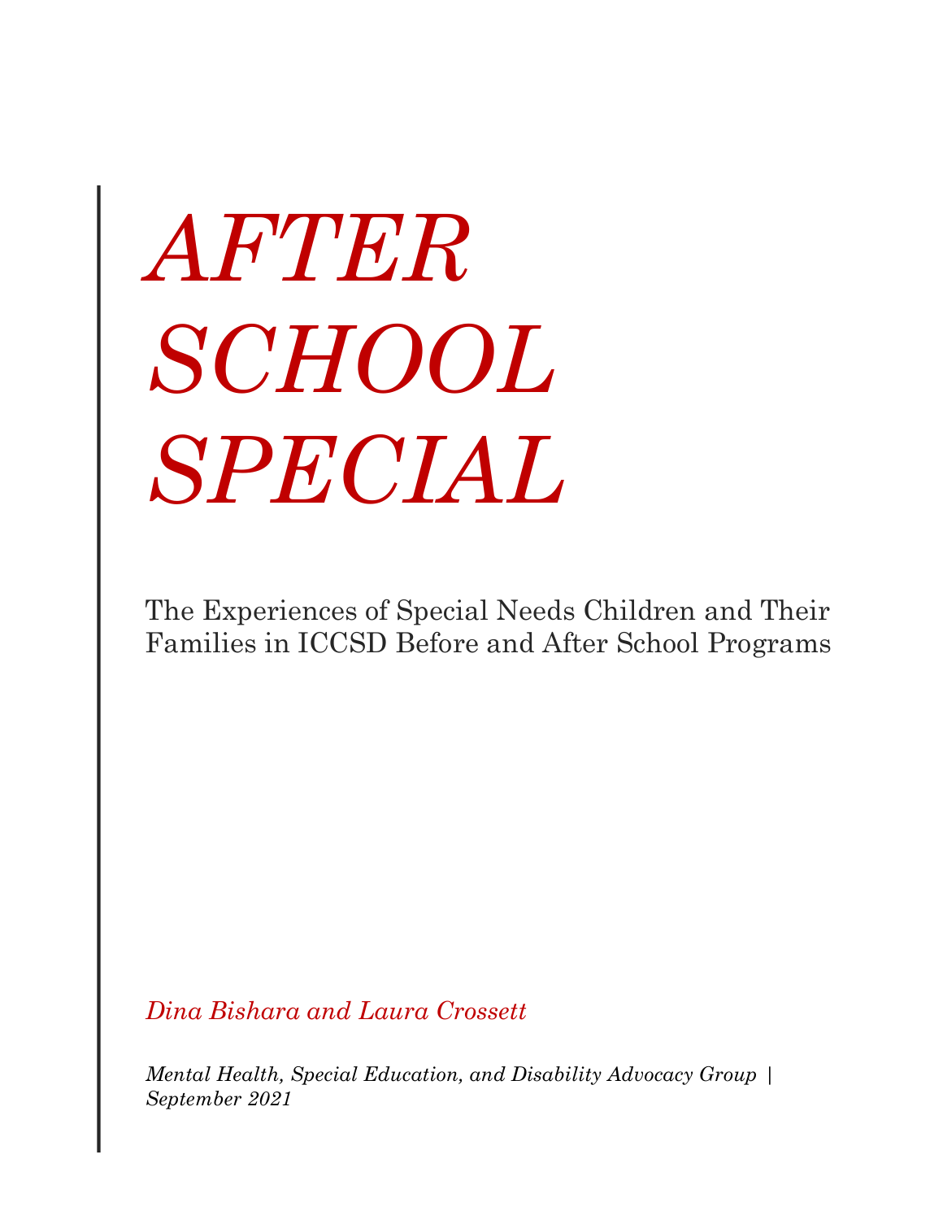# *AFTER SCHOOL SPECIAL*

The Experiences of Special Needs Children and Their Families in ICCSD Before and After School Programs

*Dina Bishara and Laura Crossett*

*Mental Health, Special Education, and Disability Advocacy Group | September 2021*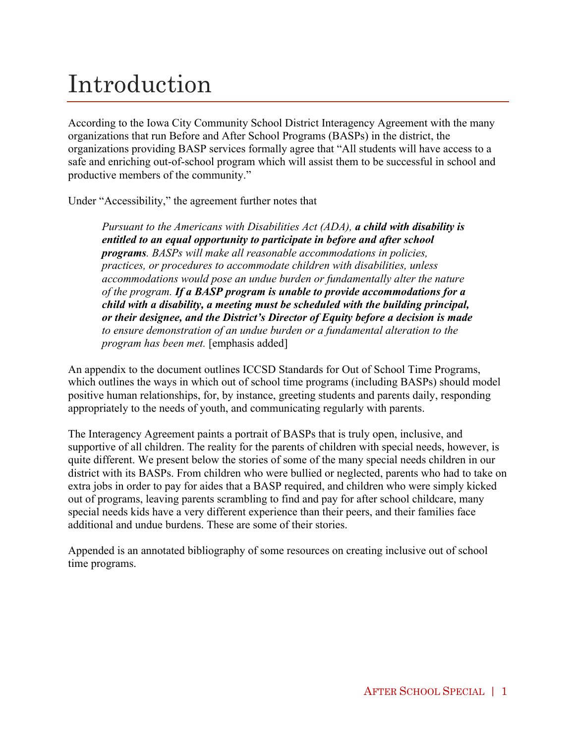# Introduction

According to the Iowa City Community School District Interagency Agreement with the many organizations that run Before and After School Programs (BASPs) in the district, the organizations providing BASP services formally agree that "All students will have access to a safe and enriching out-of-school program which will assist them to be successful in school and productive members of the community."

Under "Accessibility," the agreement further notes that

> *Pursuant to the Americans with Disabilities Act (ADA),* ***a child with disability is entitled to an equal opportunity to participate in before and after school programs****. BASPs will make all reasonable accommodations in policies, practices, or procedures to accommodate children with disabilities, unless accommodations would pose an undue burden or fundamentally alter the nature of the program.* ***If a BASP program is unable to provide accommodations for a child with a disability, a meeting must be scheduled with the building principal, or their designee, and the District's Director of Equity before a decision is made*** *to ensure demonstration of an undue burden or a fundamental alteration to the program has been met.* [emphasis added]

An appendix to the document outlines ICCSD Standards for Out of School Time Programs, which outlines the ways in which out of school time programs (including BASPs) should model positive human relationships, for, by instance, greeting students and parents daily, responding appropriately to the needs of youth, and communicating regularly with parents.

The Interagency Agreement paints a portrait of BASPs that is truly open, inclusive, and supportive of all children. The reality for the parents of children with special needs, however, is quite different. We present below the stories of some of the many special needs children in our district with its BASPs. From children who were bullied or neglected, parents who had to take on extra jobs in order to pay for aides that a BASP required, and children who were simply kicked out of programs, leaving parents scrambling to find and pay for after school childcare, many special needs kids have a very different experience than their peers, and their families face additional and undue burdens. These are some of their stories.

Appended is an annotated bibliography of some resources on creating inclusive out of school time programs.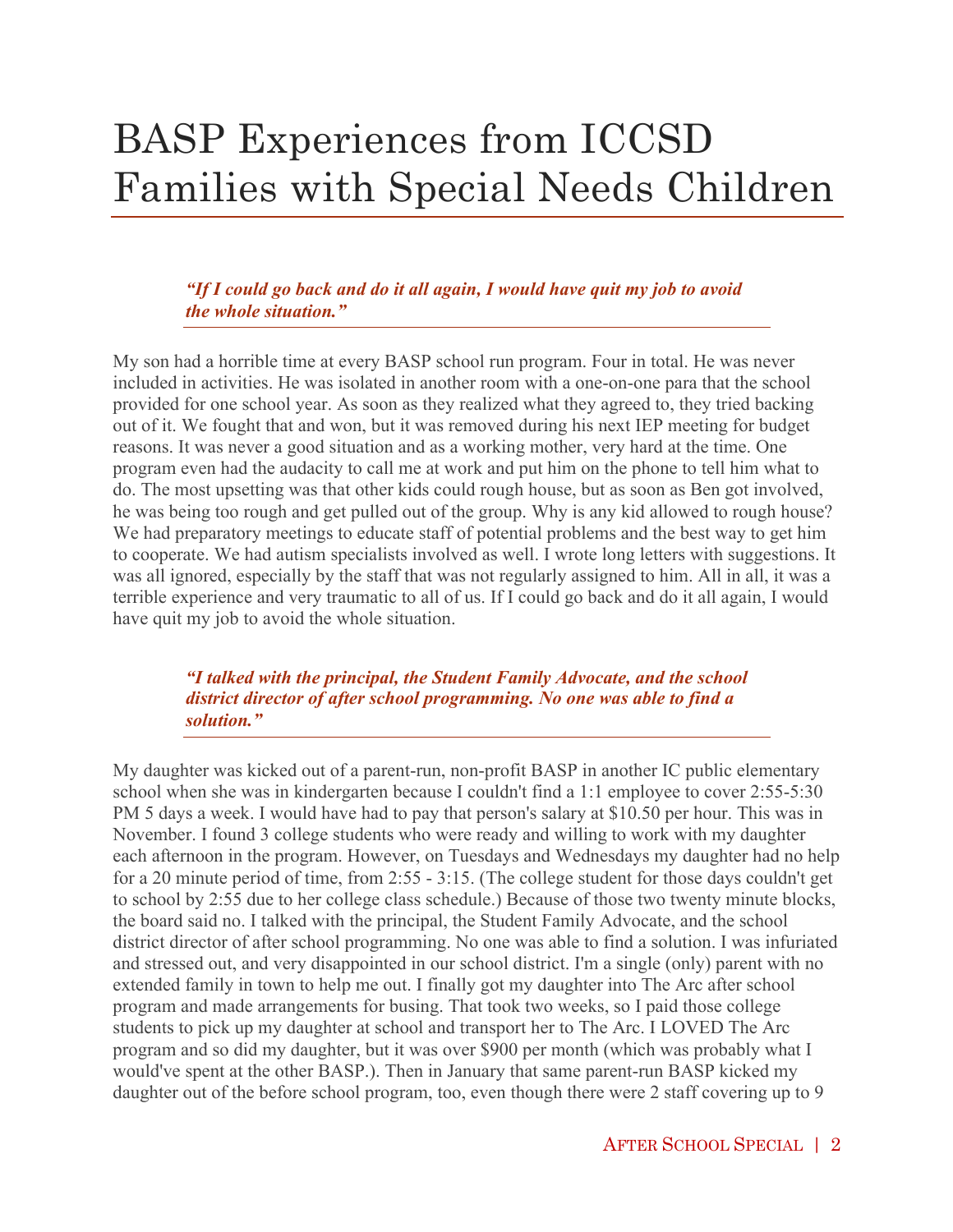# BASP Experiences from ICCSD Families with Special Needs Children

***"If I could go back and do it all again, I would have quit my job to avoid the whole situation."***

My son had a horrible time at every BASP school run program. Four in total. He was never included in activities. He was isolated in another room with a one-on-one para that the school provided for one school year. As soon as they realized what they agreed to, they tried backing out of it. We fought that and won, but it was removed during his next IEP meeting for budget reasons. It was never a good situation and as a working mother, very hard at the time. One program even had the audacity to call me at work and put him on the phone to tell him what to do. The most upsetting was that other kids could rough house, but as soon as Ben got involved, he was being too rough and get pulled out of the group. Why is any kid allowed to rough house? We had preparatory meetings to educate staff of potential problems and the best way to get him to cooperate. We had autism specialists involved as well. I wrote long letters with suggestions. It was all ignored, especially by the staff that was not regularly assigned to him. All in all, it was a terrible experience and very traumatic to all of us. If I could go back and do it all again, I would have quit my job to avoid the whole situation.

***"I talked with the principal, the Student Family Advocate, and the school district director of after school programming. No one was able to find a solution."***

My daughter was kicked out of a parent-run, non-profit BASP in another IC public elementary school when she was in kindergarten because I couldn't find a 1:1 employee to cover 2:55-5:30 PM 5 days a week. I would have had to pay that person's salary at $10.50 per hour. This was in November. I found 3 college students who were ready and willing to work with my daughter each afternoon in the program. However, on Tuesdays and Wednesdays my daughter had no help for a 20 minute period of time, from 2:55 - 3:15. (The college student for those days couldn't get to school by 2:55 due to her college class schedule.) Because of those two twenty minute blocks, the board said no. I talked with the principal, the Student Family Advocate, and the school district director of after school programming. No one was able to find a solution. I was infuriated and stressed out, and very disappointed in our school district. I'm a single (only) parent with no extended family in town to help me out. I finally got my daughter into The Arc after school program and made arrangements for busing. That took two weeks, so I paid those college students to pick up my daughter at school and transport her to The Arc. I LOVED The Arc program and so did my daughter, but it was over $900 per month (which was probably what I would've spent at the other BASP.). Then in January that same parent-run BASP kicked my daughter out of the before school program, too, even though there were 2 staff covering up to 9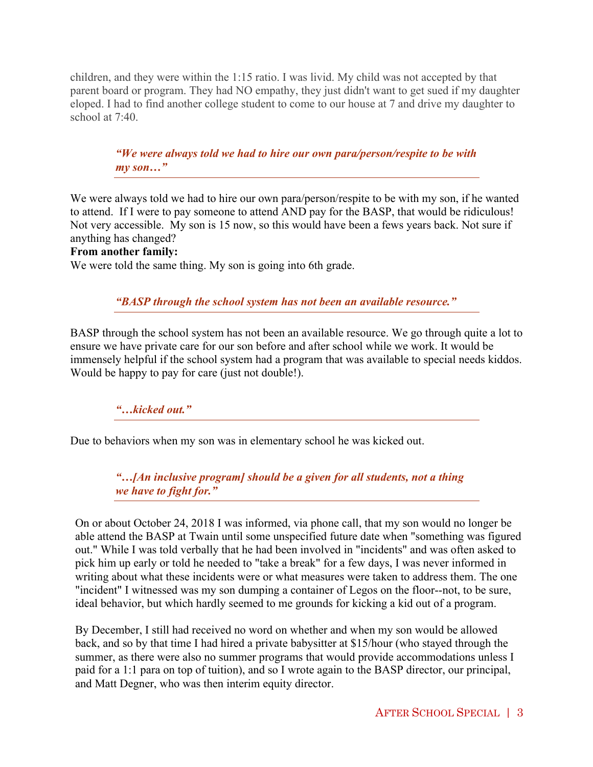children, and they were within the 1:15 ratio. I was livid. My child was not accepted by that parent board or program. They had NO empathy, they just didn't want to get sued if my daughter eloped. I had to find another college student to come to our house at 7 and drive my daughter to school at 7:40.

### *"We were always told we had to hire our own para/person/respite to be with my son…"*

We were always told we had to hire our own para/person/respite to be with my son, if he wanted to attend. If I were to pay someone to attend AND pay for the BASP, that would be ridiculous! Not very accessible. My son is 15 now, so this would have been a fews years back. Not sure if anything has changed?

**From another family:**

We were told the same thing. My son is going into 6th grade.

### *"BASP through the school system has not been an available resource."*

BASP through the school system has not been an available resource. We go through quite a lot to ensure we have private care for our son before and after school while we work. It would be immensely helpful if the school system had a program that was available to special needs kiddos. Would be happy to pay for care (just not double!).

### *"…kicked out."*

Due to behaviors when my son was in elementary school he was kicked out.

### *"…[An inclusive program] should be a given for all students, not a thing we have to fight for."*

On or about October 24, 2018 I was informed, via phone call, that my son would no longer be able attend the BASP at Twain until some unspecified future date when "something was figured out." While I was told verbally that he had been involved in "incidents" and was often asked to pick him up early or told he needed to "take a break" for a few days, I was never informed in writing about what these incidents were or what measures were taken to address them. The one "incident" I witnessed was my son dumping a container of Legos on the floor--not, to be sure, ideal behavior, but which hardly seemed to me grounds for kicking a kid out of a program.

By December, I still had received no word on whether and when my son would be allowed back, and so by that time I had hired a private babysitter at $15/hour (who stayed through the summer, as there were also no summer programs that would provide accommodations unless I paid for a 1:1 para on top of tuition), and so I wrote again to the BASP director, our principal, and Matt Degner, who was then interim equity director.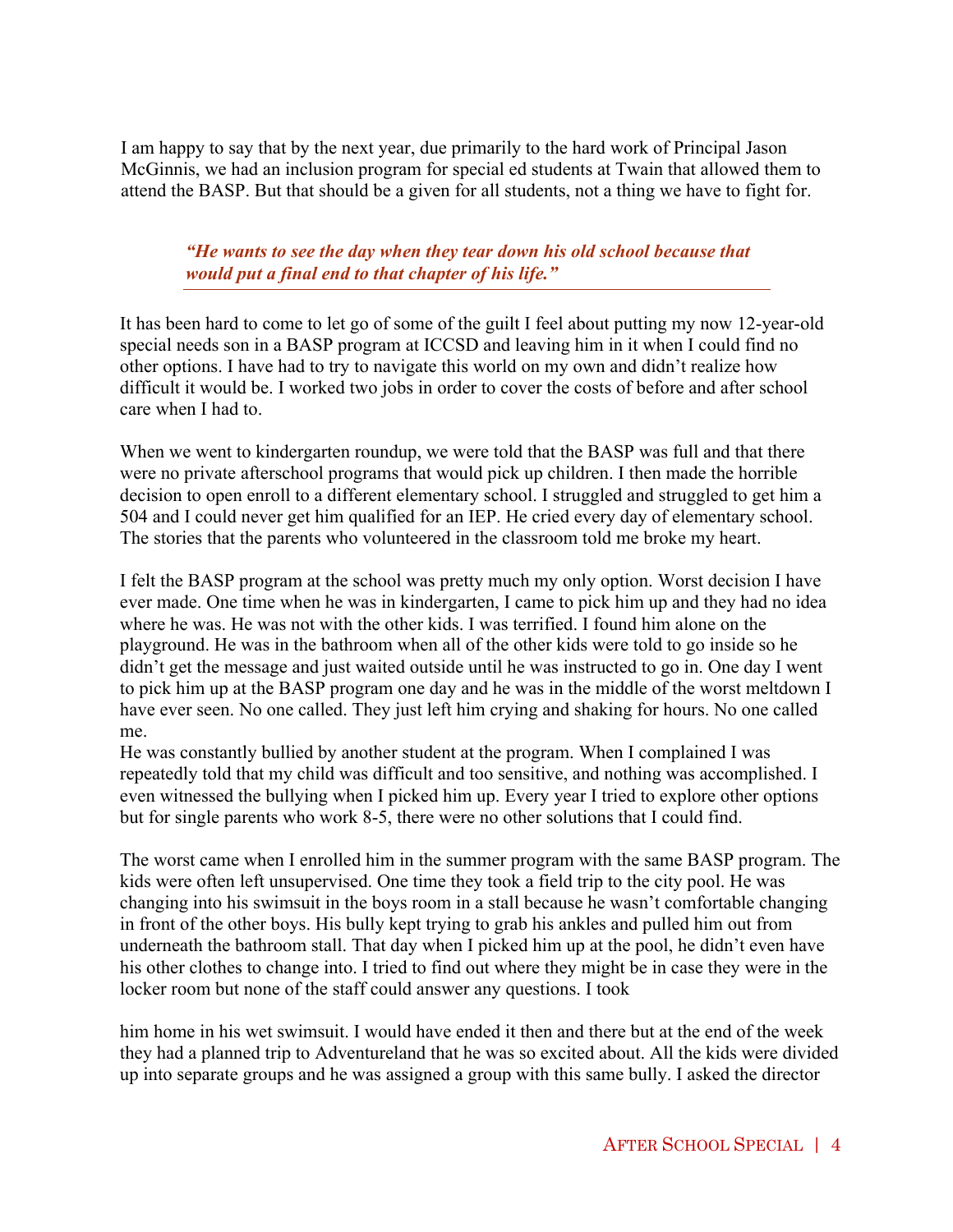I am happy to say that by the next year, due primarily to the hard work of Principal Jason McGinnis, we had an inclusion program for special ed students at Twain that allowed them to attend the BASP. But that should be a given for all students, not a thing we have to fight for.

> ***"He wants to see the day when they tear down his old school because that would put a final end to that chapter of his life."***

It has been hard to come to let go of some of the guilt I feel about putting my now 12-year-old special needs son in a BASP program at ICCSD and leaving him in it when I could find no other options. I have had to try to navigate this world on my own and didn't realize how difficult it would be. I worked two jobs in order to cover the costs of before and after school care when I had to.

When we went to kindergarten roundup, we were told that the BASP was full and that there were no private afterschool programs that would pick up children. I then made the horrible decision to open enroll to a different elementary school. I struggled and struggled to get him a 504 and I could never get him qualified for an IEP. He cried every day of elementary school. The stories that the parents who volunteered in the classroom told me broke my heart.

I felt the BASP program at the school was pretty much my only option. Worst decision I have ever made. One time when he was in kindergarten, I came to pick him up and they had no idea where he was. He was not with the other kids. I was terrified. I found him alone on the playground. He was in the bathroom when all of the other kids were told to go inside so he didn't get the message and just waited outside until he was instructed to go in. One day I went to pick him up at the BASP program one day and he was in the middle of the worst meltdown I have ever seen. No one called. They just left him crying and shaking for hours. No one called me.

He was constantly bullied by another student at the program. When I complained I was repeatedly told that my child was difficult and too sensitive, and nothing was accomplished. I even witnessed the bullying when I picked him up. Every year I tried to explore other options but for single parents who work 8-5, there were no other solutions that I could find.

The worst came when I enrolled him in the summer program with the same BASP program. The kids were often left unsupervised. One time they took a field trip to the city pool. He was changing into his swimsuit in the boys room in a stall because he wasn't comfortable changing in front of the other boys. His bully kept trying to grab his ankles and pulled him out from underneath the bathroom stall. That day when I picked him up at the pool, he didn't even have his other clothes to change into. I tried to find out where they might be in case they were in the locker room but none of the staff could answer any questions. I took him home in his wet swimsuit. I would have ended it then and there but at the end of the week they had a planned trip to Adventureland that he was so excited about. All the kids were divided up into separate groups and he was assigned a group with this same bully. I asked the director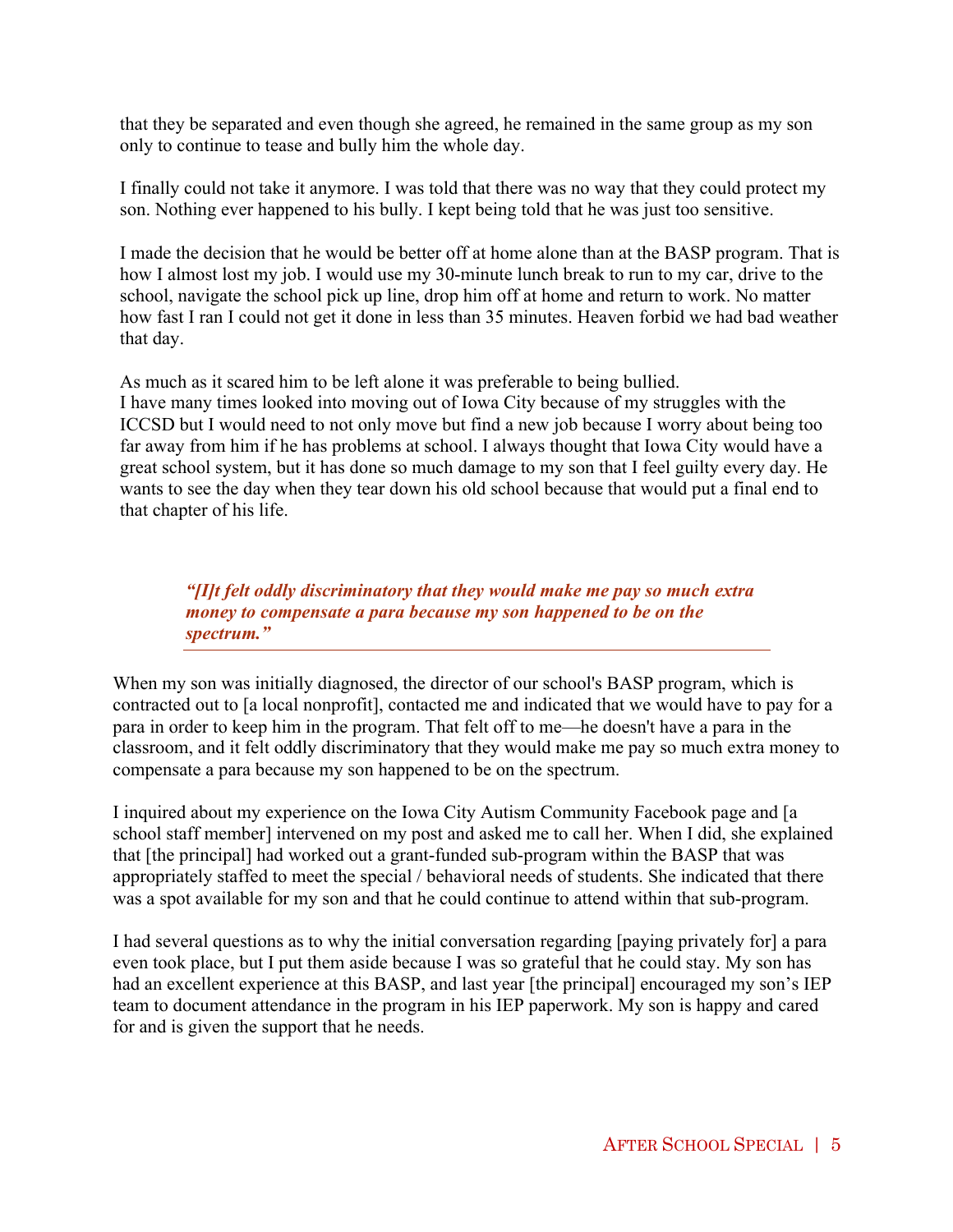that they be separated and even though she agreed, he remained in the same group as my son only to continue to tease and bully him the whole day.

I finally could not take it anymore. I was told that there was no way that they could protect my son. Nothing ever happened to his bully. I kept being told that he was just too sensitive.

I made the decision that he would be better off at home alone than at the BASP program. That is how I almost lost my job. I would use my 30-minute lunch break to run to my car, drive to the school, navigate the school pick up line, drop him off at home and return to work. No matter how fast I ran I could not get it done in less than 35 minutes. Heaven forbid we had bad weather that day.

As much as it scared him to be left alone it was preferable to being bullied.
I have many times looked into moving out of Iowa City because of my struggles with the ICCSD but I would need to not only move but find a new job because I worry about being too far away from him if he has problems at school. I always thought that Iowa City would have a great school system, but it has done so much damage to my son that I feel guilty every day. He wants to see the day when they tear down his old school because that would put a final end to that chapter of his life.

> ***"[I]t felt oddly discriminatory that they would make me pay so much extra money to compensate a para because my son happened to be on the spectrum."***

---

When my son was initially diagnosed, the director of our school's BASP program, which is contracted out to [a local nonprofit], contacted me and indicated that we would have to pay for a para in order to keep him in the program. That felt off to me—he doesn't have a para in the classroom, and it felt oddly discriminatory that they would make me pay so much extra money to compensate a para because my son happened to be on the spectrum.

I inquired about my experience on the Iowa City Autism Community Facebook page and [a school staff member] intervened on my post and asked me to call her. When I did, she explained that [the principal] had worked out a grant-funded sub-program within the BASP that was appropriately staffed to meet the special / behavioral needs of students. She indicated that there was a spot available for my son and that he could continue to attend within that sub-program.

I had several questions as to why the initial conversation regarding [paying privately for] a para even took place, but I put them aside because I was so grateful that he could stay. My son has had an excellent experience at this BASP, and last year [the principal] encouraged my son's IEP team to document attendance in the program in his IEP paperwork. My son is happy and cared for and is given the support that he needs.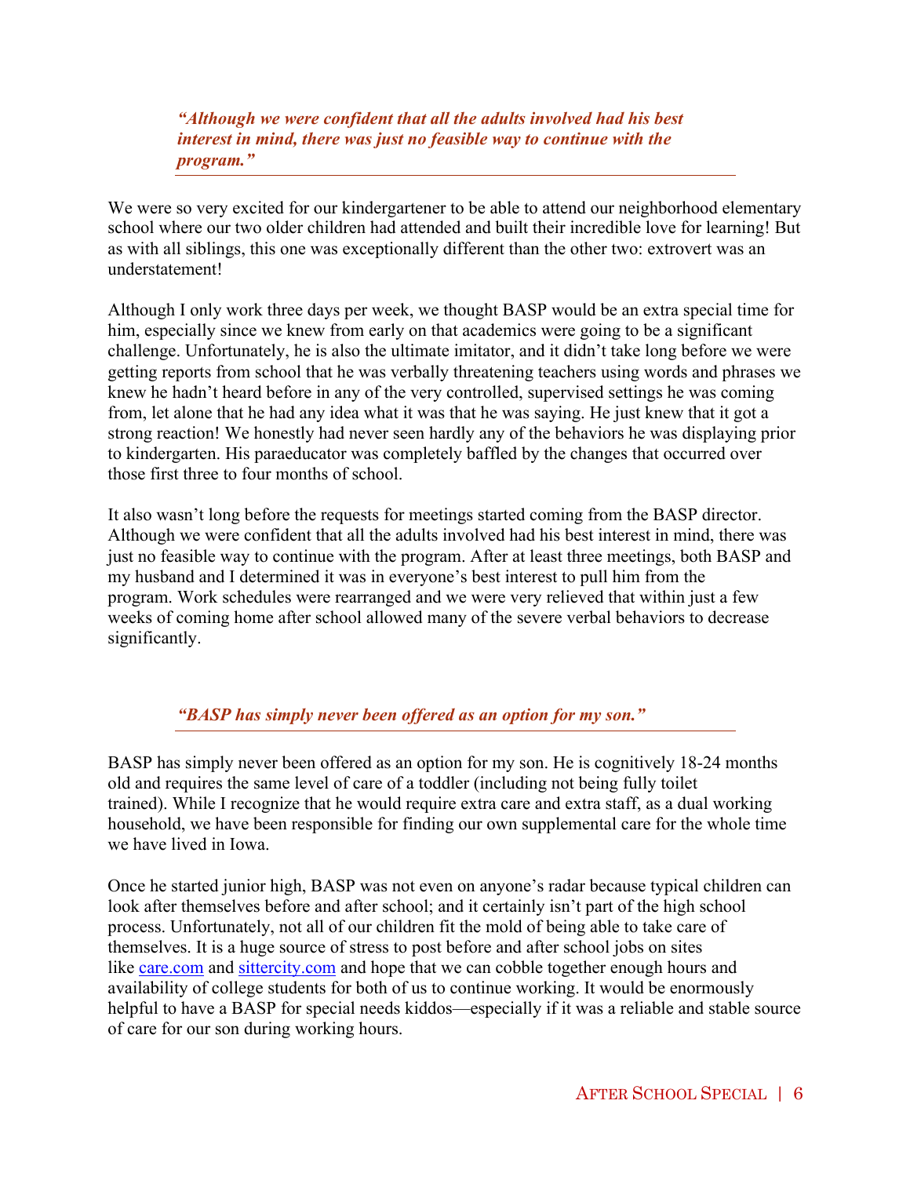***"Although we were confident that all the adults involved had his best interest in mind, there was just no feasible way to continue with the program."***

We were so very excited for our kindergartener to be able to attend our neighborhood elementary school where our two older children had attended and built their incredible love for learning! But as with all siblings, this one was exceptionally different than the other two: extrovert was an understatement!

Although I only work three days per week, we thought BASP would be an extra special time for him, especially since we knew from early on that academics were going to be a significant challenge. Unfortunately, he is also the ultimate imitator, and it didn't take long before we were getting reports from school that he was verbally threatening teachers using words and phrases we knew he hadn't heard before in any of the very controlled, supervised settings he was coming from, let alone that he had any idea what it was that he was saying. He just knew that it got a strong reaction! We honestly had never seen hardly any of the behaviors he was displaying prior to kindergarten. His paraeducator was completely baffled by the changes that occurred over those first three to four months of school.

It also wasn't long before the requests for meetings started coming from the BASP director. Although we were confident that all the adults involved had his best interest in mind, there was just no feasible way to continue with the program. After at least three meetings, both BASP and my husband and I determined it was in everyone's best interest to pull him from the program. Work schedules were rearranged and we were very relieved that within just a few weeks of coming home after school allowed many of the severe verbal behaviors to decrease significantly.

***"BASP has simply never been offered as an option for my son."***

BASP has simply never been offered as an option for my son. He is cognitively 18-24 months old and requires the same level of care of a toddler (including not being fully toilet trained). While I recognize that he would require extra care and extra staff, as a dual working household, we have been responsible for finding our own supplemental care for the whole time we have lived in Iowa.

Once he started junior high, BASP was not even on anyone's radar because typical children can look after themselves before and after school; and it certainly isn't part of the high school process. Unfortunately, not all of our children fit the mold of being able to take care of themselves. It is a huge source of stress to post before and after school jobs on sites like [care.com](care.com) and [sittercity.com](sittercity.com) and hope that we can cobble together enough hours and availability of college students for both of us to continue working. It would be enormously helpful to have a BASP for special needs kiddos—especially if it was a reliable and stable source of care for our son during working hours.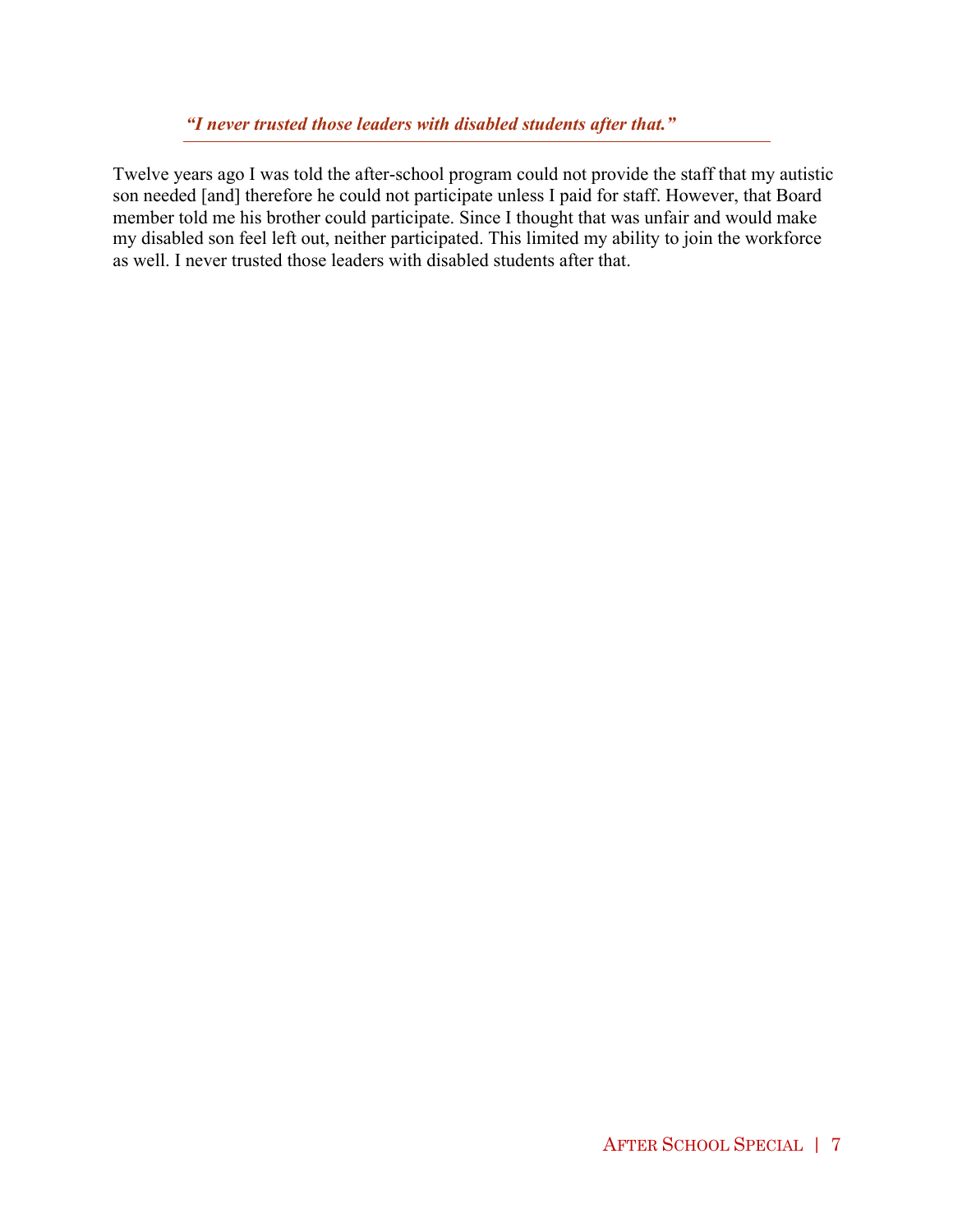***"I never trusted those leaders with disabled students after that."***

Twelve years ago I was told the after-school program could not provide the staff that my autistic son needed [and] therefore he could not participate unless I paid for staff. However, that Board member told me his brother could participate. Since I thought that was unfair and would make my disabled son feel left out, neither participated. This limited my ability to join the workforce as well. I never trusted those leaders with disabled students after that.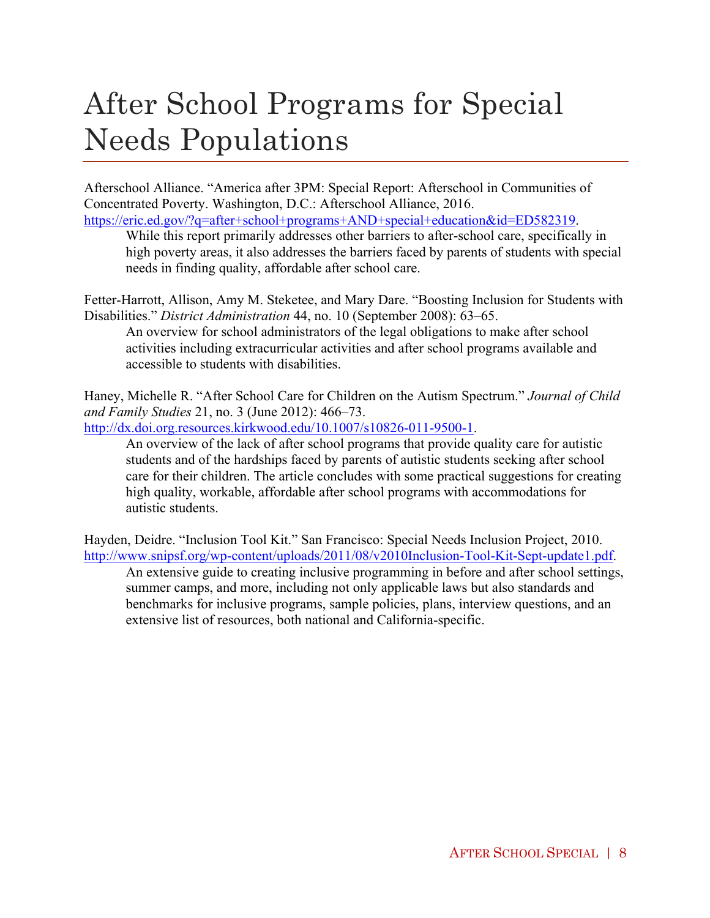# After School Programs for Special Needs Populations

Afterschool Alliance. "America after 3PM: Special Report: Afterschool in Communities of Concentrated Poverty. Washington, D.C.: Afterschool Alliance, 2016. https://eric.ed.gov/?q=after+school+programs+AND+special+education&id=ED582319.

> While this report primarily addresses other barriers to after-school care, specifically in high poverty areas, it also addresses the barriers faced by parents of students with special needs in finding quality, affordable after school care.

Fetter-Harrott, Allison, Amy M. Steketee, and Mary Dare. "Boosting Inclusion for Students with Disabilities." *District Administration* 44, no. 10 (September 2008): 63–65.

> An overview for school administrators of the legal obligations to make after school activities including extracurricular activities and after school programs available and accessible to students with disabilities.

Haney, Michelle R. "After School Care for Children on the Autism Spectrum." *Journal of Child and Family Studies* 21, no. 3 (June 2012): 466–73. http://dx.doi.org.resources.kirkwood.edu/10.1007/s10826-011-9500-1.

> An overview of the lack of after school programs that provide quality care for autistic students and of the hardships faced by parents of autistic students seeking after school care for their children. The article concludes with some practical suggestions for creating high quality, workable, affordable after school programs with accommodations for autistic students.

Hayden, Deidre. "Inclusion Tool Kit." San Francisco: Special Needs Inclusion Project, 2010. http://www.snipsf.org/wp-content/uploads/2011/08/v2010Inclusion-Tool-Kit-Sept-update1.pdf.

> An extensive guide to creating inclusive programming in before and after school settings, summer camps, and more, including not only applicable laws but also standards and benchmarks for inclusive programs, sample policies, plans, interview questions, and an extensive list of resources, both national and California-specific.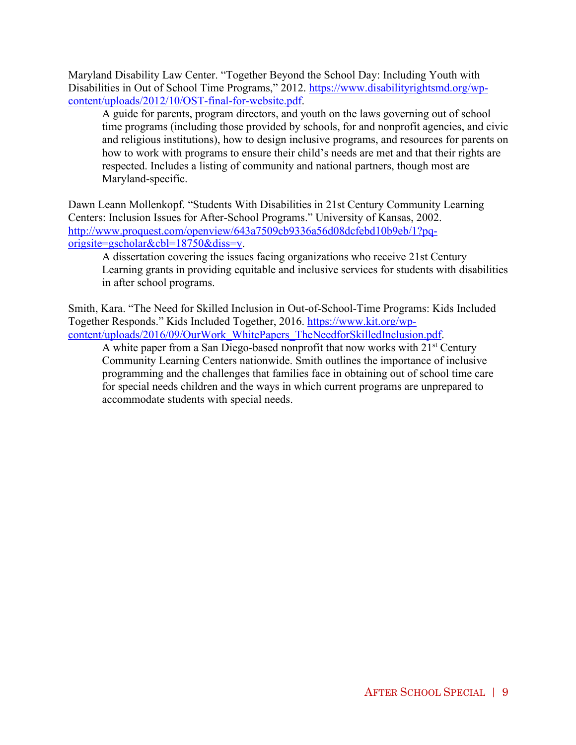Maryland Disability Law Center. "Together Beyond the School Day: Including Youth with Disabilities in Out of School Time Programs," 2012. [https://www.disabilityrightsmd.org/wp-content/uploads/2012/10/OST-final-for-website.pdf](https://www.disabilityrightsmd.org/wp-content/uploads/2012/10/OST-final-for-website.pdf).

> A guide for parents, program directors, and youth on the laws governing out of school time programs (including those provided by schools, for and nonprofit agencies, and civic and religious institutions), how to design inclusive programs, and resources for parents on how to work with programs to ensure their child's needs are met and that their rights are respected. Includes a listing of community and national partners, though most are Maryland-specific.

Dawn Leann Mollenkopf. "Students With Disabilities in 21st Century Community Learning Centers: Inclusion Issues for After-School Programs." University of Kansas, 2002. [http://www.proquest.com/openview/643a7509cb9336a56d08dcfebd10b9eb/1?pq-origsite=gscholar&cbl=18750&diss=y](http://www.proquest.com/openview/643a7509cb9336a56d08dcfebd10b9eb/1?pq-origsite=gscholar&cbl=18750&diss=y).

> A dissertation covering the issues facing organizations who receive 21st Century Learning grants in providing equitable and inclusive services for students with disabilities in after school programs.

Smith, Kara. "The Need for Skilled Inclusion in Out-of-School-Time Programs: Kids Included Together Responds." Kids Included Together, 2016. [https://www.kit.org/wp-content/uploads/2016/09/OurWork_WhitePapers_TheNeedforSkilledInclusion.pdf](https://www.kit.org/wp-content/uploads/2016/09/OurWork_WhitePapers_TheNeedforSkilledInclusion.pdf).

> A white paper from a San Diego-based nonprofit that now works with 21st Century Community Learning Centers nationwide. Smith outlines the importance of inclusive programming and the challenges that families face in obtaining out of school time care for special needs children and the ways in which current programs are unprepared to accommodate students with special needs.